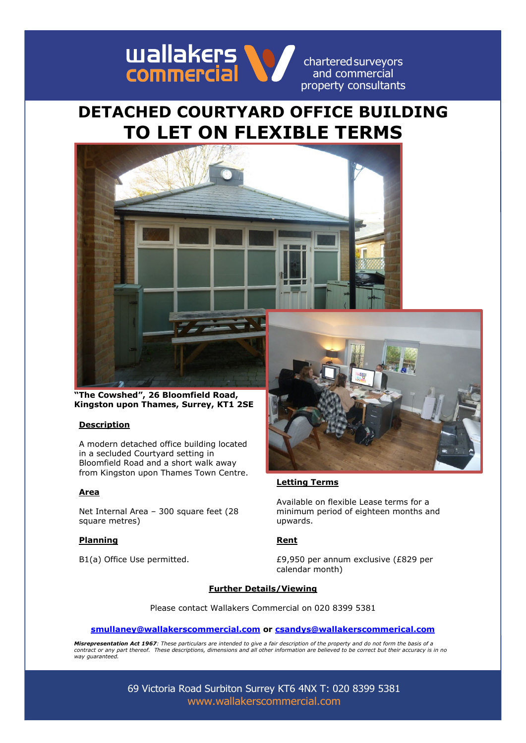wallakers commercial

chartered surveyors and commercial property consultants

# DETACHED COURTYARD OFFICE BUILDING TO LET ON FLEXIBLE TERMS

**"The Cowshed", 26 Bloomfield Road, Kingston upon Thames, Surrey, KT1 2SE**

## Description

A modern detached office building located in a secluded Courtyard setting in Bloomfield Road and a short walk away from Kingston upon Thames Town Centre.

## Area

Net Internal Area – 300 square feet (28 square metres)

## Planning

B1(a) Office Use permitted.

## Letting Terms

Available on flexible Lease terms for a minimum period of eighteen months and upwards.

## Rent

£9,950 per annum exclusive (£829 per calendar month)

## Further Details/Viewing

Please contact Wallakers Commercial on 020 8399 5381

smullaney@wallakerscommercial.com **or** csandys@wallakerscommerical.com

***Misrepresentation Act 1967**: These particulars are intended to give a fair description of the property and do not form the basis of a contract or any part thereof. These descriptions, dimensions and all other information are believed to be correct but their accuracy is in no way guaranteed.*

69 Victoria Road Surbiton Surrey KT6 4NX T: 020 8399 5381
www.wallakerscommercial.com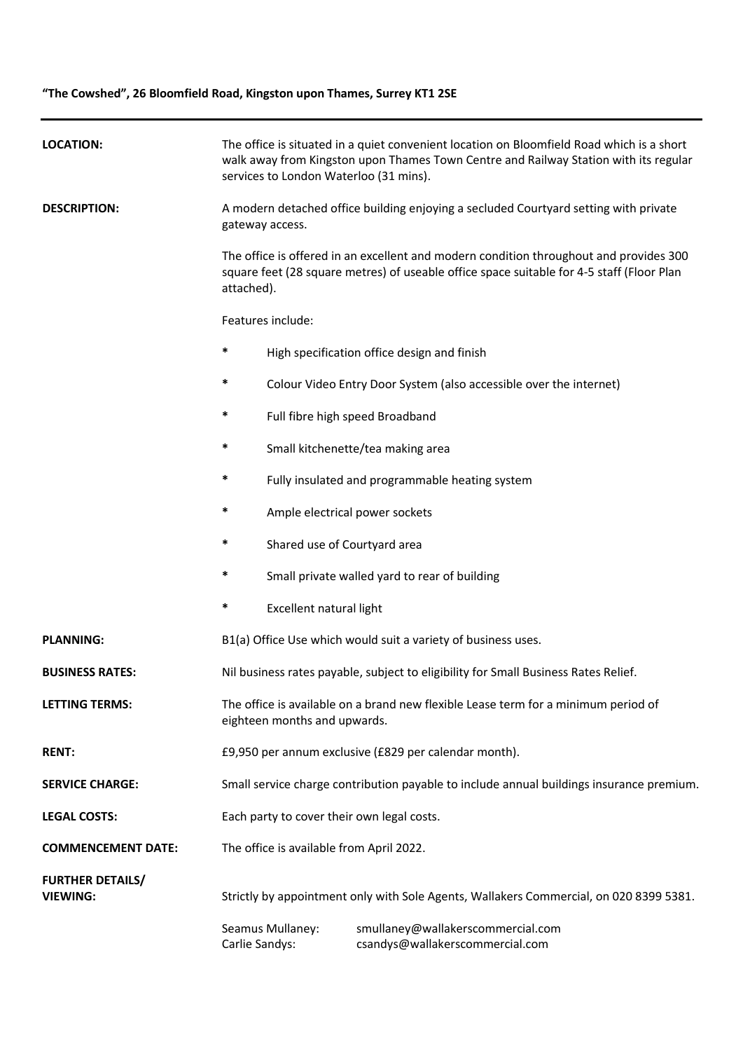**"The Cowshed", 26 Bloomfield Road, Kingston upon Thames, Surrey KT1 2SE**

---

**LOCATION:**

The office is situated in a quiet convenient location on Bloomfield Road which is a short walk away from Kingston upon Thames Town Centre and Railway Station with its regular services to London Waterloo (31 mins).

**DESCRIPTION:**

A modern detached office building enjoying a secluded Courtyard setting with private gateway access.

The office is offered in an excellent and modern condition throughout and provides 300 square feet (28 square metres) of useable office space suitable for 4-5 staff (Floor Plan attached).

Features include:

- High specification office design and finish
- Colour Video Entry Door System (also accessible over the internet)
- Full fibre high speed Broadband
- Small kitchenette/tea making area
- Fully insulated and programmable heating system
- Ample electrical power sockets
- Shared use of Courtyard area
- Small private walled yard to rear of building
- Excellent natural light

**PLANNING:**

B1(a) Office Use which would suit a variety of business uses.

**BUSINESS RATES:**

Nil business rates payable, subject to eligibility for Small Business Rates Relief.

**LETTING TERMS:**

The office is available on a brand new flexible Lease term for a minimum period of eighteen months and upwards.

**RENT:**

£9,950 per annum exclusive (£829 per calendar month).

**SERVICE CHARGE:**

Small service charge contribution payable to include annual buildings insurance premium.

**LEGAL COSTS:**

Each party to cover their own legal costs.

**COMMENCEMENT DATE:**

The office is available from April 2022.

**FURTHER DETAILS/ VIEWING:**

Strictly by appointment only with Sole Agents, Wallakers Commercial, on 020 8399 5381.

Seamus Mullaney: smullaney@wallakerscommercial.com
Carlie Sandys: csandys@wallakerscommercial.com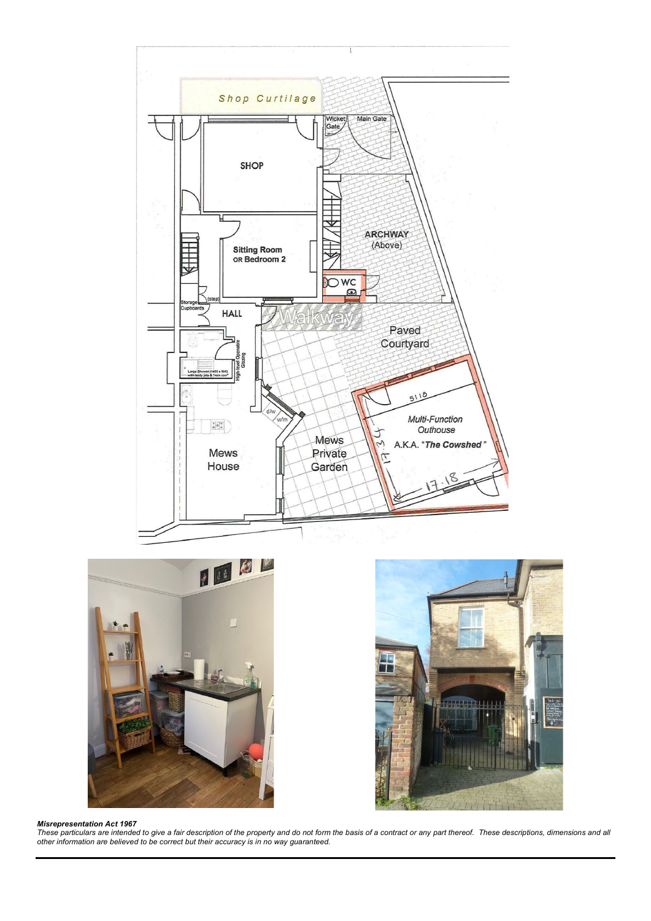Shop Curtilage

Wicket Gate

Main Gate

SHOP

ARCHWAY (Above)

Sitting Room OR Bedroom 2

WC

Storage Cupboards

(step)

HALL

Walkway

Paved Courtyard

Large Shower (1400 x 900) with body jets & "rain can"

High-level Openable Glazing

d/w

w/m

Multi-Function Outhouse

A.K.A. "*The Cowshed*"

5118

17.18

Mews Private Garden

Mews House

***Misrepresentation Act 1967***

*These particulars are intended to give a fair description of the property and do not form the basis of a contract or any part thereof. These descriptions, dimensions and all other information are believed to be correct but their accuracy is in no way guaranteed.*